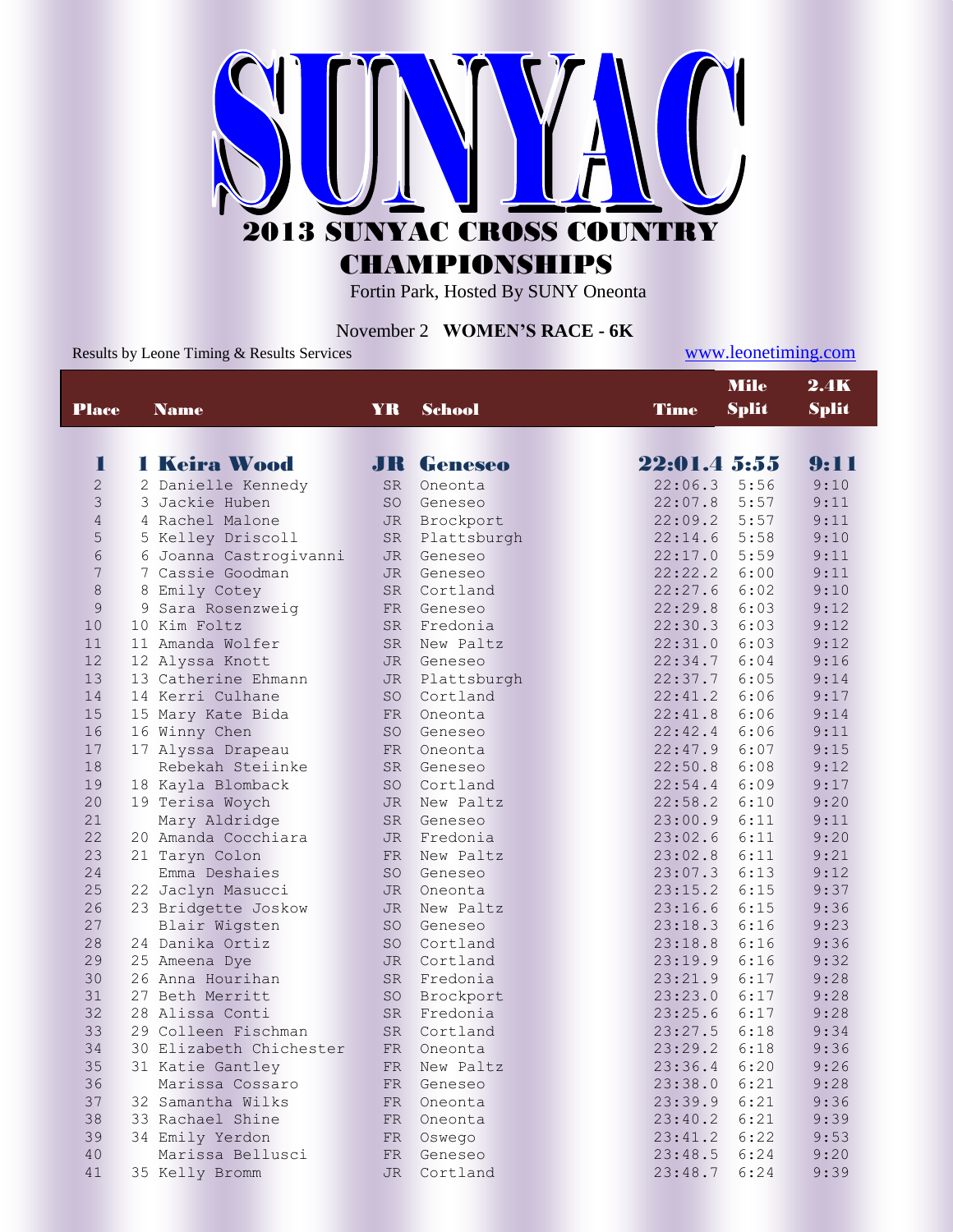# SUNYAC

## 2013 SUNYAC CROSS COUNTRY CHAMPIONSHIPS

Fortin Park, Hosted By SUNY Oneonta

November 2 **WOMEN'S RACE - 6K**

Results by Leone Timing & Results Services www.leonetiming.com

| Place | | Name | YR | School | Time | Mile Split | 2.4K Split |
|---|---|---|---|---|---|---|---|
| **1** | **1** | **Keira Wood** | **JR** | **Geneseo** | **22:01.4** | **5:55** | **9:11** |
| 2 | 2 | Danielle Kennedy | SR | Oneonta | 22:06.3 | 5:56 | 9:10 |
| 3 | 3 | Jackie Huben | SO | Geneseo | 22:07.8 | 5:57 | 9:11 |
| 4 | 4 | Rachel Malone | JR | Brockport | 22:09.2 | 5:57 | 9:11 |
| 5 | 5 | Kelley Driscoll | SR | Plattsburgh | 22:14.6 | 5:58 | 9:10 |
| 6 | 6 | Joanna Castrogivanni | JR | Geneseo | 22:17.0 | 5:59 | 9:11 |
| 7 | 7 | Cassie Goodman | JR | Geneseo | 22:22.2 | 6:00 | 9:11 |
| 8 | 8 | Emily Cotey | SR | Cortland | 22:27.6 | 6:02 | 9:10 |
| 9 | 9 | Sara Rosenzweig | FR | Geneseo | 22:29.8 | 6:03 | 9:12 |
| 10 | 10 | Kim Foltz | SR | Fredonia | 22:30.3 | 6:03 | 9:12 |
| 11 | 11 | Amanda Wolfer | SR | New Paltz | 22:31.0 | 6:03 | 9:12 |
| 12 | 12 | Alyssa Knott | JR | Geneseo | 22:34.7 | 6:04 | 9:16 |
| 13 | 13 | Catherine Ehmann | JR | Plattsburgh | 22:37.7 | 6:05 | 9:14 |
| 14 | 14 | Kerri Culhane | SO | Cortland | 22:41.2 | 6:06 | 9:17 |
| 15 | 15 | Mary Kate Bida | FR | Oneonta | 22:41.8 | 6:06 | 9:14 |
| 16 | 16 | Winny Chen | SO | Geneseo | 22:42.4 | 6:06 | 9:11 |
| 17 | 17 | Alyssa Drapeau | FR | Oneonta | 22:47.9 | 6:07 | 9:15 |
| 18 | | Rebekah Steiinke | SR | Geneseo | 22:50.8 | 6:08 | 9:12 |
| 19 | 18 | Kayla Blomback | SO | Cortland | 22:54.4 | 6:09 | 9:17 |
| 20 | 19 | Terisa Woych | JR | New Paltz | 22:58.2 | 6:10 | 9:20 |
| 21 | | Mary Aldridge | SR | Geneseo | 23:00.9 | 6:11 | 9:11 |
| 22 | 20 | Amanda Cocchiara | JR | Fredonia | 23:02.6 | 6:11 | 9:20 |
| 23 | 21 | Taryn Colon | FR | New Paltz | 23:02.8 | 6:11 | 9:21 |
| 24 | | Emma Deshaies | SO | Geneseo | 23:07.3 | 6:13 | 9:12 |
| 25 | 22 | Jaclyn Masucci | JR | Oneonta | 23:15.2 | 6:15 | 9:37 |
| 26 | 23 | Bridgette Joskow | JR | New Paltz | 23:16.6 | 6:15 | 9:36 |
| 27 | | Blair Wigsten | SO | Geneseo | 23:18.3 | 6:16 | 9:23 |
| 28 | 24 | Danika Ortiz | SO | Cortland | 23:18.8 | 6:16 | 9:36 |
| 29 | 25 | Ameena Dye | JR | Cortland | 23:19.9 | 6:16 | 9:32 |
| 30 | 26 | Anna Hourihan | SR | Fredonia | 23:21.9 | 6:17 | 9:28 |
| 31 | 27 | Beth Merritt | SO | Brockport | 23:23.0 | 6:17 | 9:28 |
| 32 | 28 | Alissa Conti | SR | Fredonia | 23:25.6 | 6:17 | 9:28 |
| 33 | 29 | Colleen Fischman | SR | Cortland | 23:27.5 | 6:18 | 9:34 |
| 34 | 30 | Elizabeth Chichester | FR | Oneonta | 23:29.2 | 6:18 | 9:36 |
| 35 | 31 | Katie Gantley | FR | New Paltz | 23:36.4 | 6:20 | 9:26 |
| 36 | | Marissa Cossaro | FR | Geneseo | 23:38.0 | 6:21 | 9:28 |
| 37 | 32 | Samantha Wilks | FR | Oneonta | 23:39.9 | 6:21 | 9:36 |
| 38 | 33 | Rachael Shine | FR | Oneonta | 23:40.2 | 6:21 | 9:39 |
| 39 | 34 | Emily Yerdon | FR | Oswego | 23:41.2 | 6:22 | 9:53 |
| 40 | | Marissa Bellusci | FR | Geneseo | 23:48.5 | 6:24 | 9:20 |
| 41 | 35 | Kelly Bromm | JR | Cortland | 23:48.7 | 6:24 | 9:39 |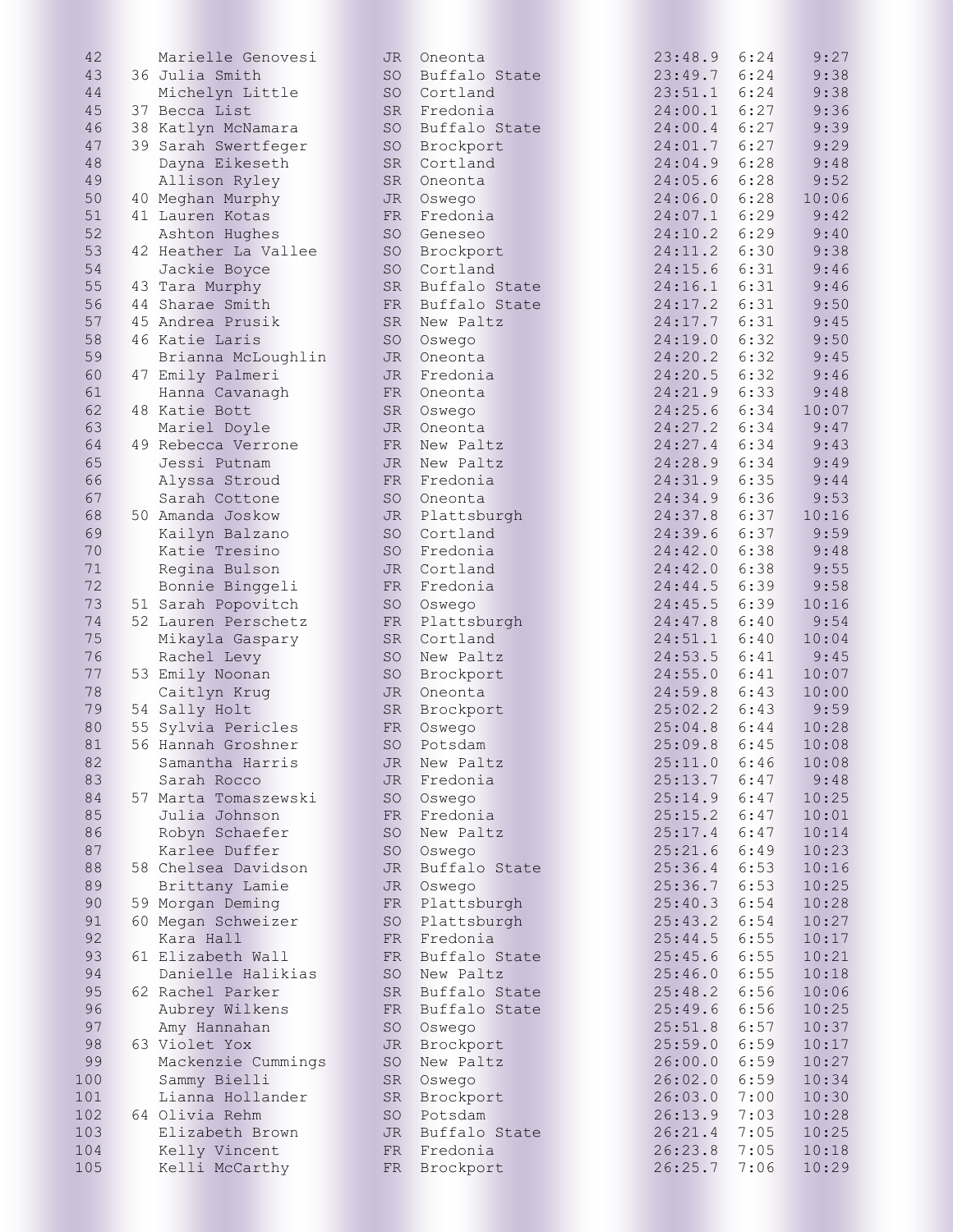| Place | Team Place | Name | Year | School | Time | Pace | Split |
|---|---|---|---|---|---|---|---|
| 42 | | Marielle Genovesi | JR | Oneonta | 23:48.9 | 6:24 | 9:27 |
| 43 | 36 | Julia Smith | SO | Buffalo State | 23:49.7 | 6:24 | 9:38 |
| 44 | | Michelyn Little | SO | Cortland | 23:51.1 | 6:24 | 9:38 |
| 45 | 37 | Becca List | SR | Fredonia | 24:00.1 | 6:27 | 9:36 |
| 46 | 38 | Katlyn McNamara | SO | Buffalo State | 24:00.4 | 6:27 | 9:39 |
| 47 | 39 | Sarah Swertfeger | SO | Brockport | 24:01.7 | 6:27 | 9:29 |
| 48 | | Dayna Eikeseth | SR | Cortland | 24:04.9 | 6:28 | 9:48 |
| 49 | | Allison Ryley | SR | Oneonta | 24:05.6 | 6:28 | 9:52 |
| 50 | 40 | Meghan Murphy | JR | Oswego | 24:06.0 | 6:28 | 10:06 |
| 51 | 41 | Lauren Kotas | FR | Fredonia | 24:07.1 | 6:29 | 9:42 |
| 52 | | Ashton Hughes | SO | Geneseo | 24:10.2 | 6:29 | 9:40 |
| 53 | 42 | Heather La Vallee | SO | Brockport | 24:11.2 | 6:30 | 9:38 |
| 54 | | Jackie Boyce | SO | Cortland | 24:15.6 | 6:31 | 9:46 |
| 55 | 43 | Tara Murphy | SR | Buffalo State | 24:16.1 | 6:31 | 9:46 |
| 56 | 44 | Sharae Smith | FR | Buffalo State | 24:17.2 | 6:31 | 9:50 |
| 57 | 45 | Andrea Prusik | SR | New Paltz | 24:17.7 | 6:31 | 9:45 |
| 58 | 46 | Katie Laris | SO | Oswego | 24:19.0 | 6:32 | 9:50 |
| 59 | | Brianna McLoughlin | JR | Oneonta | 24:20.2 | 6:32 | 9:45 |
| 60 | 47 | Emily Palmeri | JR | Fredonia | 24:20.5 | 6:32 | 9:46 |
| 61 | | Hanna Cavanagh | FR | Oneonta | 24:21.9 | 6:33 | 9:48 |
| 62 | 48 | Katie Bott | SR | Oswego | 24:25.6 | 6:34 | 10:07 |
| 63 | | Mariel Doyle | JR | Oneonta | 24:27.2 | 6:34 | 9:47 |
| 64 | 49 | Rebecca Verrone | FR | New Paltz | 24:27.4 | 6:34 | 9:43 |
| 65 | | Jessi Putnam | JR | New Paltz | 24:28.9 | 6:34 | 9:49 |
| 66 | | Alyssa Stroud | FR | Fredonia | 24:31.9 | 6:35 | 9:44 |
| 67 | | Sarah Cottone | SO | Oneonta | 24:34.9 | 6:36 | 9:53 |
| 68 | 50 | Amanda Joskow | JR | Plattsburgh | 24:37.8 | 6:37 | 10:16 |
| 69 | | Kailyn Balzano | SO | Cortland | 24:39.6 | 6:37 | 9:59 |
| 70 | | Katie Tresino | SO | Fredonia | 24:42.0 | 6:38 | 9:48 |
| 71 | | Regina Bulson | JR | Cortland | 24:42.0 | 6:38 | 9:55 |
| 72 | | Bonnie Binggeli | FR | Fredonia | 24:44.5 | 6:39 | 9:58 |
| 73 | 51 | Sarah Popovitch | SO | Oswego | 24:45.5 | 6:39 | 10:16 |
| 74 | 52 | Lauren Perschetz | FR | Plattsburgh | 24:47.8 | 6:40 | 9:54 |
| 75 | | Mikayla Gaspary | SR | Cortland | 24:51.1 | 6:40 | 10:04 |
| 76 | | Rachel Levy | SO | New Paltz | 24:53.5 | 6:41 | 9:45 |
| 77 | 53 | Emily Noonan | SO | Brockport | 24:55.0 | 6:41 | 10:07 |
| 78 | | Caitlyn Krug | JR | Oneonta | 24:59.8 | 6:43 | 10:00 |
| 79 | 54 | Sally Holt | SR | Brockport | 25:02.2 | 6:43 | 9:59 |
| 80 | 55 | Sylvia Pericles | FR | Oswego | 25:04.8 | 6:44 | 10:28 |
| 81 | 56 | Hannah Groshner | SO | Potsdam | 25:09.8 | 6:45 | 10:08 |
| 82 | | Samantha Harris | JR | New Paltz | 25:11.0 | 6:46 | 10:08 |
| 83 | | Sarah Rocco | JR | Fredonia | 25:13.7 | 6:47 | 9:48 |
| 84 | 57 | Marta Tomaszewski | SO | Oswego | 25:14.9 | 6:47 | 10:25 |
| 85 | | Julia Johnson | FR | Fredonia | 25:15.2 | 6:47 | 10:01 |
| 86 | | Robyn Schaefer | SO | New Paltz | 25:17.4 | 6:47 | 10:14 |
| 87 | | Karlee Duffer | SO | Oswego | 25:21.6 | 6:49 | 10:23 |
| 88 | 58 | Chelsea Davidson | JR | Buffalo State | 25:36.4 | 6:53 | 10:16 |
| 89 | | Brittany Lamie | JR | Oswego | 25:36.7 | 6:53 | 10:25 |
| 90 | 59 | Morgan Deming | FR | Plattsburgh | 25:40.3 | 6:54 | 10:28 |
| 91 | 60 | Megan Schweizer | SO | Plattsburgh | 25:43.2 | 6:54 | 10:27 |
| 92 | | Kara Hall | FR | Fredonia | 25:44.5 | 6:55 | 10:17 |
| 93 | 61 | Elizabeth Wall | FR | Buffalo State | 25:45.6 | 6:55 | 10:21 |
| 94 | | Danielle Halikias | SO | New Paltz | 25:46.0 | 6:55 | 10:18 |
| 95 | 62 | Rachel Parker | SR | Buffalo State | 25:48.2 | 6:56 | 10:06 |
| 96 | | Aubrey Wilkens | FR | Buffalo State | 25:49.6 | 6:56 | 10:25 |
| 97 | | Amy Hannahan | SO | Oswego | 25:51.8 | 6:57 | 10:37 |
| 98 | 63 | Violet Yox | JR | Brockport | 25:59.0 | 6:59 | 10:17 |
| 99 | | Mackenzie Cummings | SO | New Paltz | 26:00.0 | 6:59 | 10:27 |
| 100 | | Sammy Bielli | SR | Oswego | 26:02.0 | 6:59 | 10:34 |
| 101 | | Lianna Hollander | SR | Brockport | 26:03.0 | 7:00 | 10:30 |
| 102 | 64 | Olivia Rehm | SO | Potsdam | 26:13.9 | 7:03 | 10:28 |
| 103 | | Elizabeth Brown | JR | Buffalo State | 26:21.4 | 7:05 | 10:25 |
| 104 | | Kelly Vincent | FR | Fredonia | 26:23.8 | 7:05 | 10:18 |
| 105 | | Kelli McCarthy | FR | Brockport | 26:25.7 | 7:06 | 10:29 |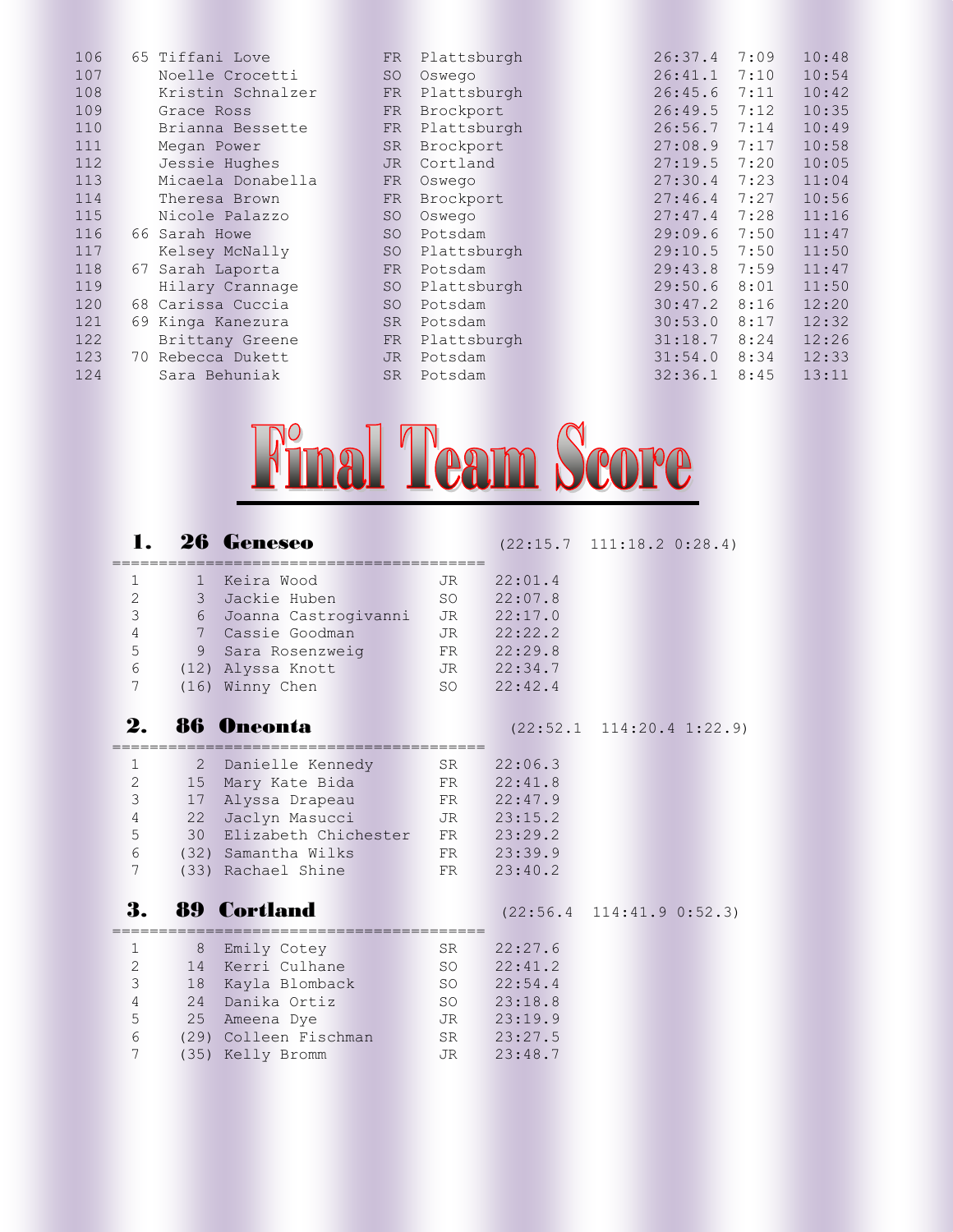| Place | Team Place | Name | Year | School | Time | Pace | Column |
|---|---|---|---|---|---|---|---|
| 106 | 65 | Tiffani Love | FR | Plattsburgh | 26:37.4 | 7:09 | 10:48 |
| 107 | | Noelle Crocetti | SO | Oswego | 26:41.1 | 7:10 | 10:54 |
| 108 | | Kristin Schnalzer | FR | Plattsburgh | 26:45.6 | 7:11 | 10:42 |
| 109 | | Grace Ross | FR | Brockport | 26:49.5 | 7:12 | 10:35 |
| 110 | | Brianna Bessette | FR | Plattsburgh | 26:56.7 | 7:14 | 10:49 |
| 111 | | Megan Power | SR | Brockport | 27:08.9 | 7:17 | 10:58 |
| 112 | | Jessie Hughes | JR | Cortland | 27:19.5 | 7:20 | 10:05 |
| 113 | | Micaela Donabella | FR | Oswego | 27:30.4 | 7:23 | 11:04 |
| 114 | | Theresa Brown | FR | Brockport | 27:46.4 | 7:27 | 10:56 |
| 115 | | Nicole Palazzo | SO | Oswego | 27:47.4 | 7:28 | 11:16 |
| 116 | 66 | Sarah Howe | SO | Potsdam | 29:09.6 | 7:50 | 11:47 |
| 117 | | Kelsey McNally | SO | Plattsburgh | 29:10.5 | 7:50 | 11:50 |
| 118 | 67 | Sarah Laporta | FR | Potsdam | 29:43.8 | 7:59 | 11:47 |
| 119 | | Hilary Crannage | SO | Plattsburgh | 29:50.6 | 8:01 | 11:50 |
| 120 | 68 | Carissa Cuccia | SO | Potsdam | 30:47.2 | 8:16 | 12:20 |
| 121 | 69 | Kinga Kanezura | SR | Potsdam | 30:53.0 | 8:17 | 12:32 |
| 122 | | Brittany Greene | FR | Plattsburgh | 31:18.7 | 8:24 | 12:26 |
| 123 | 70 | Rebecca Dukett | JR | Potsdam | 31:54.0 | 8:34 | 12:33 |
| 124 | | Sara Behuniak | SR | Potsdam | 32:36.1 | 8:45 | 13:11 |

# Final Team Score

## 1. 26 Geneseo

(22:15.7 111:18.2 0:28.4)

| # | Place | Name | Year | Time |
|---|---|---|---|---|
| 1 | 1 | Keira Wood | JR | 22:01.4 |
| 2 | 3 | Jackie Huben | SO | 22:07.8 |
| 3 | 6 | Joanna Castrogivanni | JR | 22:17.0 |
| 4 | 7 | Cassie Goodman | JR | 22:22.2 |
| 5 | 9 | Sara Rosenzweig | FR | 22:29.8 |
| 6 | (12) | Alyssa Knott | JR | 22:34.7 |
| 7 | (16) | Winny Chen | SO | 22:42.4 |

## 2. 86 Oneonta

(22:52.1 114:20.4 1:22.9)

| # | Place | Name | Year | Time |
|---|---|---|---|---|
| 1 | 2 | Danielle Kennedy | SR | 22:06.3 |
| 2 | 15 | Mary Kate Bida | FR | 22:41.8 |
| 3 | 17 | Alyssa Drapeau | FR | 22:47.9 |
| 4 | 22 | Jaclyn Masucci | JR | 23:15.2 |
| 5 | 30 | Elizabeth Chichester | FR | 23:29.2 |
| 6 | (32) | Samantha Wilks | FR | 23:39.9 |
| 7 | (33) | Rachael Shine | FR | 23:40.2 |

## 3. 89 Cortland

(22:56.4 114:41.9 0:52.3)

| # | Place | Name | Year | Time |
|---|---|---|---|---|
| 1 | 8 | Emily Cotey | SR | 22:27.6 |
| 2 | 14 | Kerri Culhane | SO | 22:41.2 |
| 3 | 18 | Kayla Blomback | SO | 22:54.4 |
| 4 | 24 | Danika Ortiz | SO | 23:18.8 |
| 5 | 25 | Ameena Dye | JR | 23:19.9 |
| 6 | (29) | Colleen Fischman | SR | 23:27.5 |
| 7 | (35) | Kelly Bromm | JR | 23:48.7 |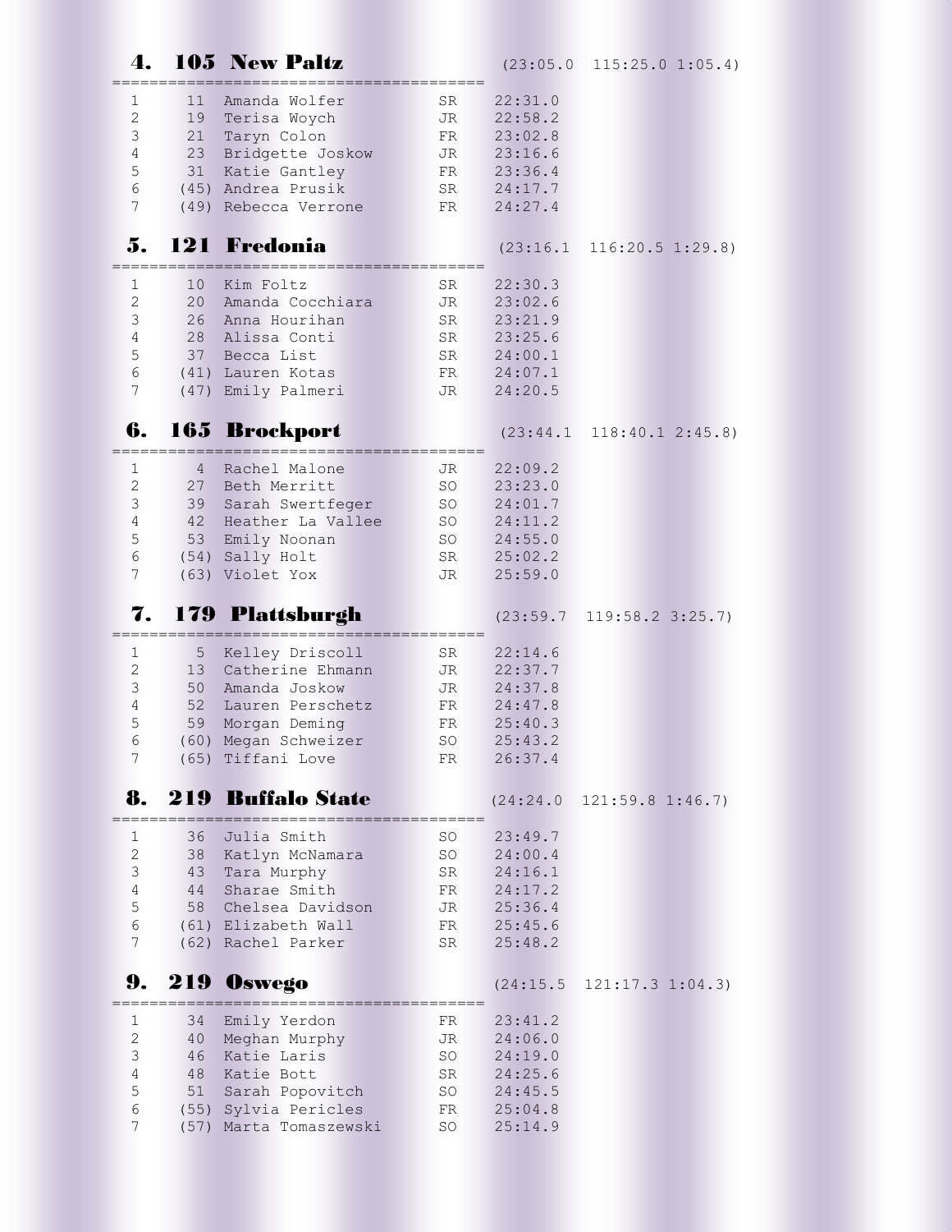## 4. 105 New Paltz

(23:05.0 115:25.0 1:05.4)

| | | | | |
|---|---|---|---|---|
| 1 | 11 | Amanda Wolfer | SR | 22:31.0 |
| 2 | 19 | Terisa Woych | JR | 22:58.2 |
| 3 | 21 | Taryn Colon | FR | 23:02.8 |
| 4 | 23 | Bridgette Joskow | JR | 23:16.6 |
| 5 | 31 | Katie Gantley | FR | 23:36.4 |
| 6 | (45) | Andrea Prusik | SR | 24:17.7 |
| 7 | (49) | Rebecca Verrone | FR | 24:27.4 |

## 5. 121 Fredonia

(23:16.1 116:20.5 1:29.8)

| | | | | |
|---|---|---|---|---|
| 1 | 10 | Kim Foltz | SR | 22:30.3 |
| 2 | 20 | Amanda Cocchiara | JR | 23:02.6 |
| 3 | 26 | Anna Hourihan | SR | 23:21.9 |
| 4 | 28 | Alissa Conti | SR | 23:25.6 |
| 5 | 37 | Becca List | SR | 24:00.1 |
| 6 | (41) | Lauren Kotas | FR | 24:07.1 |
| 7 | (47) | Emily Palmeri | JR | 24:20.5 |

## 6. 165 Brockport

(23:44.1 118:40.1 2:45.8)

| | | | | |
|---|---|---|---|---|
| 1 | 4 | Rachel Malone | JR | 22:09.2 |
| 2 | 27 | Beth Merritt | SO | 23:23.0 |
| 3 | 39 | Sarah Swertfeger | SO | 24:01.7 |
| 4 | 42 | Heather La Vallee | SO | 24:11.2 |
| 5 | 53 | Emily Noonan | SO | 24:55.0 |
| 6 | (54) | Sally Holt | SR | 25:02.2 |
| 7 | (63) | Violet Yox | JR | 25:59.0 |

## 7. 179 Plattsburgh

(23:59.7 119:58.2 3:25.7)

| | | | | |
|---|---|---|---|---|
| 1 | 5 | Kelley Driscoll | SR | 22:14.6 |
| 2 | 13 | Catherine Ehmann | JR | 22:37.7 |
| 3 | 50 | Amanda Joskow | JR | 24:37.8 |
| 4 | 52 | Lauren Perschetz | FR | 24:47.8 |
| 5 | 59 | Morgan Deming | FR | 25:40.3 |
| 6 | (60) | Megan Schweizer | SO | 25:43.2 |
| 7 | (65) | Tiffani Love | FR | 26:37.4 |

## 8. 219 Buffalo State

(24:24.0 121:59.8 1:46.7)

| | | | | |
|---|---|---|---|---|
| 1 | 36 | Julia Smith | SO | 23:49.7 |
| 2 | 38 | Katlyn McNamara | SO | 24:00.4 |
| 3 | 43 | Tara Murphy | SR | 24:16.1 |
| 4 | 44 | Sharae Smith | FR | 24:17.2 |
| 5 | 58 | Chelsea Davidson | JR | 25:36.4 |
| 6 | (61) | Elizabeth Wall | FR | 25:45.6 |
| 7 | (62) | Rachel Parker | SR | 25:48.2 |

## 9. 219 Oswego

(24:15.5 121:17.3 1:04.3)

| | | | | |
|---|---|---|---|---|
| 1 | 34 | Emily Yerdon | FR | 23:41.2 |
| 2 | 40 | Meghan Murphy | JR | 24:06.0 |
| 3 | 46 | Katie Laris | SO | 24:19.0 |
| 4 | 48 | Katie Bott | SR | 24:25.6 |
| 5 | 51 | Sarah Popovitch | SO | 24:45.5 |
| 6 | (55) | Sylvia Pericles | FR | 25:04.8 |
| 7 | (57) | Marta Tomaszewski | SO | 25:14.9 |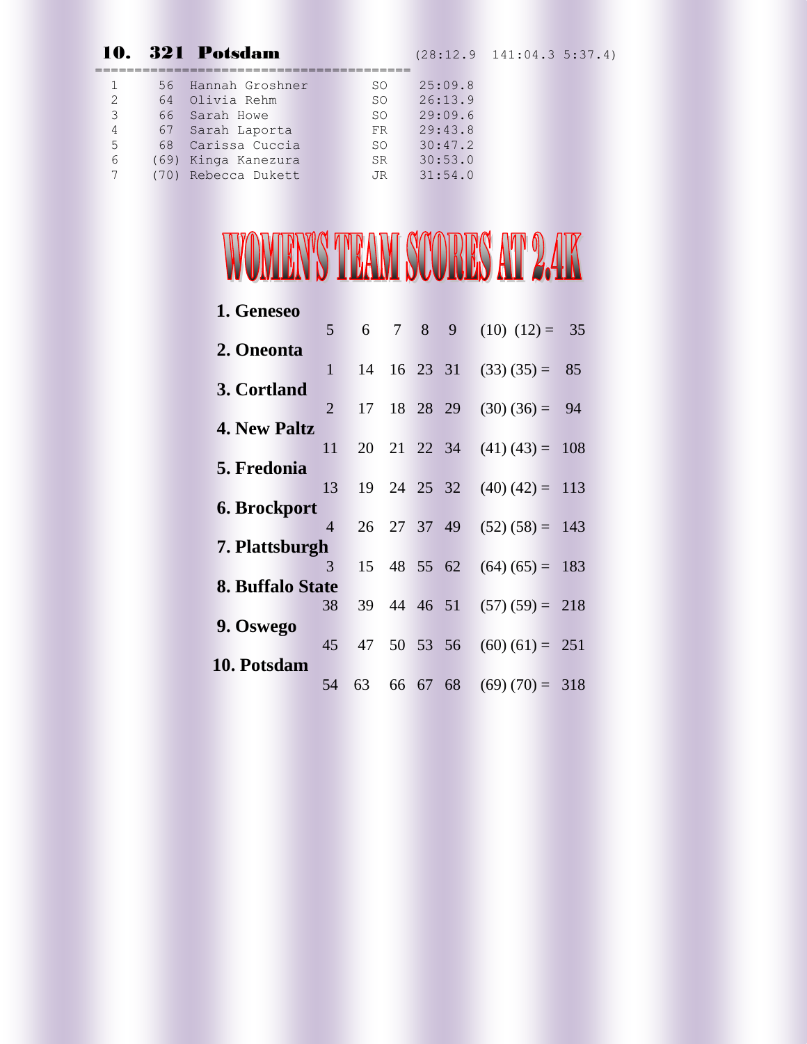## 10. 321 Potsdam (28:12.9 141:04.3 5:37.4)

| | | | | |
|---|---|---|---|---|
| 1 | 56 | Hannah Groshner | SO | 25:09.8 |
| 2 | 64 | Olivia Rehm | SO | 26:13.9 |
| 3 | 66 | Sarah Howe | SO | 29:09.6 |
| 4 | 67 | Sarah Laporta | FR | 29:43.8 |
| 5 | 68 | Carissa Cuccia | SO | 30:47.2 |
| 6 | (69) | Kinga Kanezura | SR | 30:53.0 |
| 7 | (70) | Rebecca Dukett | JR | 31:54.0 |

# WOMEN'S TEAM SCORES AT 2.4K

| | | | | | | | | |
|---|---|---|---|---|---|---|---|---|
| **1. Geneseo** | 5 | 6 | 7 | 8 | 9 | (10) | (12) = | 35 |
| **2. Oneonta** | 1 | 14 | 16 | 23 | 31 | (33) | (35) = | 85 |
| **3. Cortland** | 2 | 17 | 18 | 28 | 29 | (30) | (36) = | 94 |
| **4. New Paltz** | 11 | 20 | 21 | 22 | 34 | (41) | (43) = | 108 |
| **5. Fredonia** | 13 | 19 | 24 | 25 | 32 | (40) | (42) = | 113 |
| **6. Brockport** | 4 | 26 | 27 | 37 | 49 | (52) | (58) = | 143 |
| **7. Plattsburgh** | 3 | 15 | 48 | 55 | 62 | (64) | (65) = | 183 |
| **8. Buffalo State** | 38 | 39 | 44 | 46 | 51 | (57) | (59) = | 218 |
| **9. Oswego** | 45 | 47 | 50 | 53 | 56 | (60) | (61) = | 251 |
| **10. Potsdam** | 54 | 63 | 66 | 67 | 68 | (69) | (70) = | 318 |